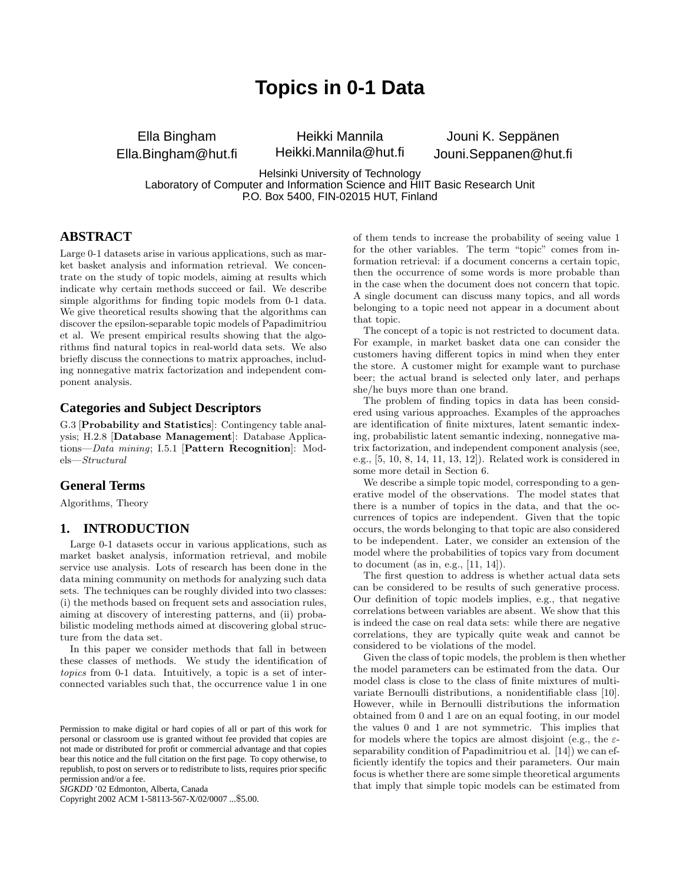# Topics in 0-1 Data

Ella Bingham
Ella.Bingham@hut.fi

Heikki Mannila
Heikki.Mannila@hut.fi

Jouni K. Seppänen
Jouni.Seppanen@hut.fi

Helsinki University of Technology
Laboratory of Computer and Information Science and HIIT Basic Research Unit
P.O. Box 5400, FIN-02015 HUT, Finland

## ABSTRACT

Large 0-1 datasets arise in various applications, such as market basket analysis and information retrieval. We concentrate on the study of topic models, aiming at results which indicate why certain methods succeed or fail. We describe simple algorithms for finding topic models from 0-1 data. We give theoretical results showing that the algorithms can discover the epsilon-separable topic models of Papadimitriou et al. We present empirical results showing that the algorithms find natural topics in real-world data sets. We also briefly discuss the connections to matrix approaches, including nonnegative matrix factorization and independent component analysis.

### Categories and Subject Descriptors

G.3 [**Probability and Statistics**]: Contingency table analysis; H.2.8 [**Database Management**]: Database Applications—*Data mining*; I.5.1 [**Pattern Recognition**]: Models—*Structural*

### General Terms

Algorithms, Theory

## 1. INTRODUCTION

Large 0-1 datasets occur in various applications, such as market basket analysis, information retrieval, and mobile service use analysis. Lots of research has been done in the data mining community on methods for analyzing such data sets. The techniques can be roughly divided into two classes: (i) the methods based on frequent sets and association rules, aiming at discovery of interesting patterns, and (ii) probabilistic modeling methods aimed at discovering global structure from the data set.

In this paper we consider methods that fall in between these classes of methods. We study the identification of *topics* from 0-1 data. Intuitively, a topic is a set of interconnected variables such that, the occurrence value 1 in one of them tends to increase the probability of seeing value 1 for the other variables. The term "topic" comes from information retrieval: if a document concerns a certain topic, then the occurrence of some words is more probable than in the case when the document does not concern that topic. A single document can discuss many topics, and all words belonging to a topic need not appear in a document about that topic.

The concept of a topic is not restricted to document data. For example, in market basket data one can consider the customers having different topics in mind when they enter the store. A customer might for example want to purchase beer; the actual brand is selected only later, and perhaps she/he buys more than one brand.

The problem of finding topics in data has been considered using various approaches. Examples of the approaches are identification of finite mixtures, latent semantic indexing, probabilistic latent semantic indexing, nonnegative matrix factorization, and independent component analysis (see, e.g., [5, 10, 8, 14, 11, 13, 12]). Related work is considered in some more detail in Section 6.

We describe a simple topic model, corresponding to a generative model of the observations. The model states that there is a number of topics in the data, and that the occurrences of topics are independent. Given that the topic occurs, the words belonging to that topic are also considered to be independent. Later, we consider an extension of the model where the probabilities of topics vary from document to document (as in, e.g., [11, 14]).

The first question to address is whether actual data sets can be considered to be results of such generative process. Our definition of topic models implies, e.g., that negative correlations between variables are absent. We show that this is indeed the case on real data sets: while there are negative correlations, they are typically quite weak and cannot be considered to be violations of the model.

Given the class of topic models, the problem is then whether the model parameters can be estimated from the data. Our model class is close to the class of finite mixtures of multivariate Bernoulli distributions, a nonidentifiable class [10]. However, while in Bernoulli distributions the information obtained from 0 and 1 are on an equal footing, in our model the values 0 and 1 are not symmetric. This implies that for models where the topics are almost disjoint (e.g., the $\varepsilon$-separability condition of Papadimitriou et al. [14]) we can efficiently identify the topics and their parameters. Our main focus is whether there are some simple theoretical arguments that imply that simple topic models can be estimated from

Permission to make digital or hard copies of all or part of this work for personal or classroom use is granted without fee provided that copies are not made or distributed for profit or commercial advantage and that copies bear this notice and the full citation on the first page. To copy otherwise, to republish, to post on servers or to redistribute to lists, requires prior specific permission and/or a fee.
*SIGKDD* '02 Edmonton, Alberta, Canada
Copyright 2002 ACM 1-58113-567-X/02/0007 ...$5.00.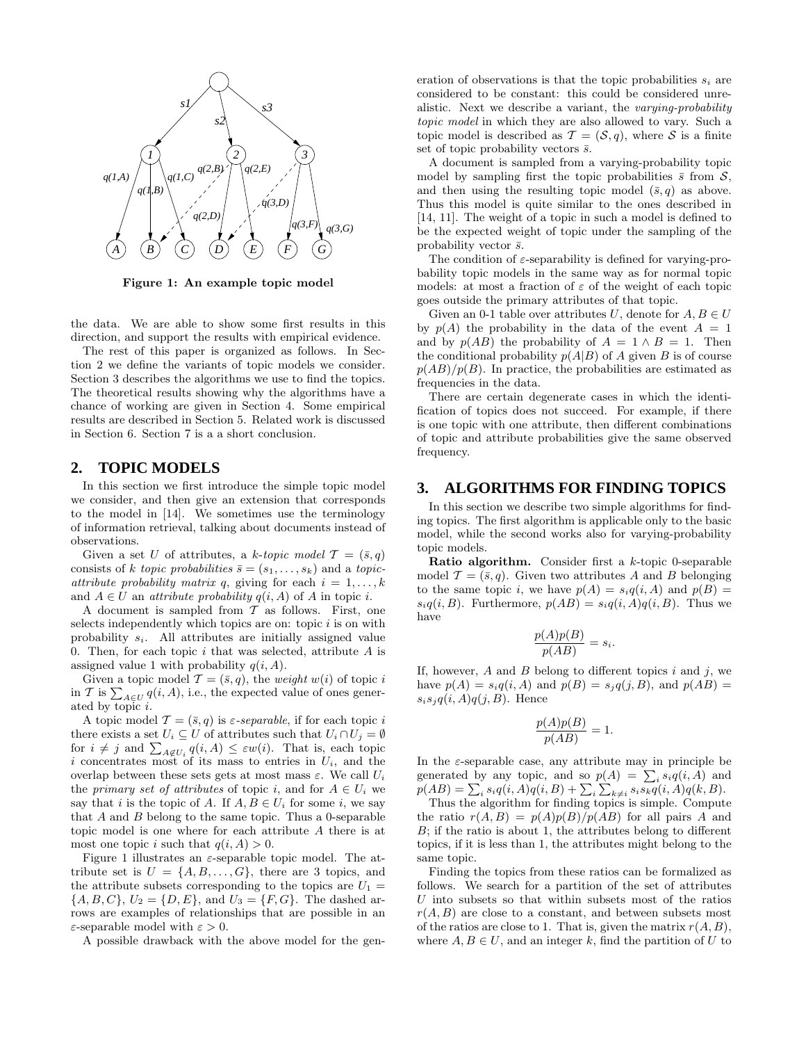Figure 1: An example topic model

the data. We are able to show some first results in this direction, and support the results with empirical evidence.

The rest of this paper is organized as follows. In Section 2 we define the variants of topic models we consider. Section 3 describes the algorithms we use to find the topics. The theoretical results showing why the algorithms have a chance of working are given in Section 4. Some empirical results are described in Section 5. Related work is discussed in Section 6. Section 7 is a a short conclusion.

## 2. TOPIC MODELS

In this section we first introduce the simple topic model we consider, and then give an extension that corresponds to the model in [14]. We sometimes use the terminology of information retrieval, talking about documents instead of observations.

Given a set $U$ of attributes, a *k-topic model* $\mathcal{T} = (\bar{s}, q)$ consists of $k$ *topic probabilities* $\bar{s} = (s_1, \ldots, s_k)$ and a *topic-attribute probability matrix* $q$, giving for each $i = 1, \ldots, k$ and $A \in U$ an *attribute probability* $q(i, A)$ of $A$ in topic $i$.

A document is sampled from $\mathcal{T}$ as follows. First, one selects independently which topics are on: topic $i$ is on with probability $s_i$. All attributes are initially assigned value 0. Then, for each topic $i$ that was selected, attribute $A$ is assigned value 1 with probability $q(i, A)$.

Given a topic model $\mathcal{T} = (\bar{s}, q)$, the *weight* $w(i)$ of topic $i$ in $\mathcal{T}$ is $\sum_{A \in U} q(i, A)$, i.e., the expected value of ones generated by topic $i$.

A topic model $\mathcal{T} = (\bar{s}, q)$ is $\varepsilon$*-separable*, if for each topic $i$ there exists a set $U_i \subseteq U$ of attributes such that $U_i \cap U_j = \emptyset$ for $i \neq j$ and $\sum_{A \notin U_i} q(i, A) \leq \varepsilon w(i)$. That is, each topic $i$ concentrates most of its mass to entries in $U_i$, and the overlap between these sets gets at most mass $\varepsilon$. We call $U_i$ the *primary set of attributes* of topic $i$, and for $A \in U_i$ we say that $i$ is the topic of $A$. If $A, B \in U_i$ for some $i$, we say that $A$ and $B$ belong to the same topic. Thus a 0-separable topic model is one where for each attribute $A$ there is at most one topic $i$ such that $q(i, A) > 0$.

Figure 1 illustrates an $\varepsilon$-separable topic model. The attribute set is $U = \{A, B, \ldots, G\}$, there are 3 topics, and the attribute subsets corresponding to the topics are $U_1 = \{A, B, C\}$, $U_2 = \{D, E\}$, and $U_3 = \{F, G\}$. The dashed arrows are examples of relationships that are possible in an $\varepsilon$-separable model with $\varepsilon > 0$.

A possible drawback with the above model for the generation of observations is that the topic probabilities $s_i$ are considered to be constant: this could be considered unrealistic. Next we describe a variant, the *varying-probability topic model* in which they are also allowed to vary. Such a topic model is described as $\mathcal{T} = (\mathcal{S}, q)$, where $\mathcal{S}$ is a finite set of topic probability vectors $\bar{s}$.

A document is sampled from a varying-probability topic model by sampling first the topic probabilities $\bar{s}$ from $\mathcal{S}$, and then using the resulting topic model $(\bar{s}, q)$ as above. Thus this model is quite similar to the ones described in [14, 11]. The weight of a topic in such a model is defined to be the expected weight of topic under the sampling of the probability vector $\bar{s}$.

The condition of $\varepsilon$-separability is defined for varying-probability topic models in the same way as for normal topic models: at most a fraction of $\varepsilon$ of the weight of each topic goes outside the primary attributes of that topic.

Given an 0-1 table over attributes $U$, denote for $A, B \in U$ by $p(A)$ the probability in the data of the event $A = 1$ and by $p(AB)$ the probability of $A = 1 \wedge B = 1$. Then the conditional probability $p(A|B)$ of $A$ given $B$ is of course $p(AB)/p(B)$. In practice, the probabilities are estimated as frequencies in the data.

There are certain degenerate cases in which the identification of topics does not succeed. For example, if there is one topic with one attribute, then different combinations of topic and attribute probabilities give the same observed frequency.

## 3. ALGORITHMS FOR FINDING TOPICS

In this section we describe two simple algorithms for finding topics. The first algorithm is applicable only to the basic model, while the second works also for varying-probability topic models.

**Ratio algorithm.** Consider first a $k$-topic 0-separable model $\mathcal{T} = (\bar{s}, q)$. Given two attributes $A$ and $B$ belonging to the same topic $i$, we have $p(A) = s_i q(i, A)$ and $p(B) = s_i q(i, B)$. Furthermore, $p(AB) = s_i q(i, A) q(i, B)$. Thus we have

$$\frac{p(A)p(B)}{p(AB)} = s_i.$$

If, however, $A$ and $B$ belong to different topics $i$ and $j$, we have $p(A) = s_i q(i, A)$ and $p(B) = s_j q(j, B)$, and $p(AB) = s_i s_j q(i, A) q(j, B)$. Hence

$$\frac{p(A)p(B)}{p(AB)} = 1.$$

In the $\varepsilon$-separable case, any attribute may in principle be generated by any topic, and so $p(A) = \sum_i s_i q(i, A)$ and $p(AB) = \sum_i s_i q(i, A) q(i, B) + \sum_i \sum_{k \neq i} s_i s_k q(i, A) q(k, B)$.

Thus the algorithm for finding topics is simple. Compute the ratio $r(A, B) = p(A)p(B)/p(AB)$ for all pairs $A$ and $B$; if the ratio is about 1, the attributes belong to different topics, if it is less than 1, the attributes might belong to the same topic.

Finding the topics from these ratios can be formalized as follows. We search for a partition of the set of attributes $U$ into subsets so that within subsets most of the ratios $r(A, B)$ are close to a constant, and between subsets most of the ratios are close to 1. That is, given the matrix $r(A, B)$, where $A, B \in U$, and an integer $k$, find the partition of $U$ to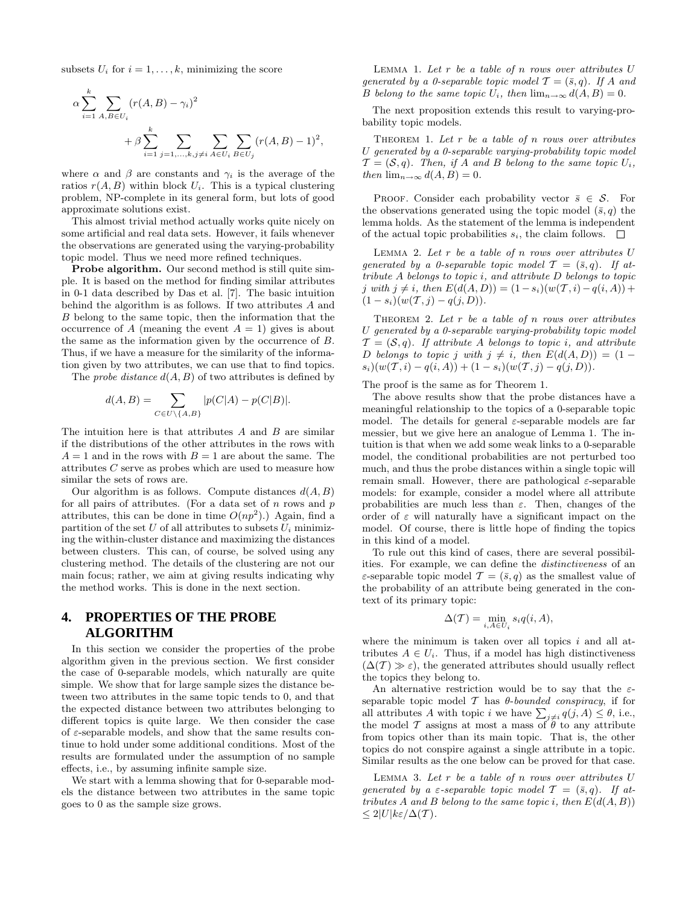subsets $U_i$ for $i = 1, \ldots, k$, minimizing the score

$$\alpha \sum_{i=1}^{k} \sum_{A,B \in U_i} (r(A,B) - \gamma_i)^2 + \beta \sum_{i=1}^{k} \sum_{j=1,\ldots,k, j \neq i} \sum_{A \in U_i} \sum_{B \in U_j} (r(A,B) - 1)^2,$$

where $\alpha$ and $\beta$ are constants and $\gamma_i$ is the average of the ratios $r(A,B)$ within block $U_i$. This is a typical clustering problem, NP-complete in its general form, but lots of good approximate solutions exist.

This almost trivial method actually works quite nicely on some artificial and real data sets. However, it fails whenever the observations are generated using the varying-probability topic model. Thus we need more refined techniques.

**Probe algorithm.** Our second method is still quite simple. It is based on the method for finding similar attributes in 0-1 data described by Das et al. [7]. The basic intuition behind the algorithm is as follows. If two attributes $A$ and $B$ belong to the same topic, then the information that the occurrence of $A$ (meaning the event $A = 1$) gives is about the same as the information given by the occurrence of $B$. Thus, if we have a measure for the similarity of the information given by two attributes, we can use that to find topics.

The *probe distance* $d(A,B)$ of two attributes is defined by

$$d(A,B) = \sum_{C \in U \setminus \{A,B\}} |p(C|A) - p(C|B)|.$$

The intuition here is that attributes $A$ and $B$ are similar if the distributions of the other attributes in the rows with $A = 1$ and in the rows with $B = 1$ are about the same. The attributes $C$ serve as probes which are used to measure how similar the sets of rows are.

Our algorithm is as follows. Compute distances $d(A,B)$ for all pairs of attributes. (For a data set of $n$ rows and $p$ attributes, this can be done in time $O(np^2)$.) Again, find a partition of the set $U$ of all attributes to subsets $U_i$ minimizing the within-cluster distance and maximizing the distances between clusters. This can, of course, be solved using any clustering method. The details of the clustering are not our main focus; rather, we aim at giving results indicating why the method works. This is done in the next section.

## 4. PROPERTIES OF THE PROBE ALGORITHM

In this section we consider the properties of the probe algorithm given in the previous section. We first consider the case of 0-separable models, which naturally are quite simple. We show that for large sample sizes the distance between two attributes in the same topic tends to 0, and that the expected distance between two attributes belonging to different topics is quite large. We then consider the case of $\varepsilon$-separable models, and show that the same results continue to hold under some additional conditions. Most of the results are formulated under the assumption of no sample effects, i.e., by assuming infinite sample size.

We start with a lemma showing that for 0-separable models the distance between two attributes in the same topic goes to 0 as the sample size grows.

Lemma 1. *Let $r$ be a table of $n$ rows over attributes $U$ generated by a 0-separable topic model $\mathcal{T} = (\bar{s}, q)$. If $A$ and $B$ belong to the same topic $U_i$, then $\lim_{n\to\infty} d(A,B) = 0$.*

The next proposition extends this result to varying-probability topic models.

Theorem 1. *Let $r$ be a table of $n$ rows over attributes $U$ generated by a 0-separable varying-probability topic model $\mathcal{T} = (\mathcal{S}, q)$. Then, if $A$ and $B$ belong to the same topic $U_i$, then $\lim_{n\to\infty} d(A,B) = 0$.*

Proof. Consider each probability vector $\bar{s} \in \mathcal{S}$. For the observations generated using the topic model $(\bar{s}, q)$ the lemma holds. As the statement of the lemma is independent of the actual topic probabilities $s_i$, the claim follows. □

Lemma 2. *Let $r$ be a table of $n$ rows over attributes $U$ generated by a 0-separable topic model $\mathcal{T} = (\bar{s}, q)$. If attribute $A$ belongs to topic $i$, and attribute $D$ belongs to topic $j$ with $j \neq i$, then $E(d(A,D)) = (1 - s_i)(w(\mathcal{T}, i) - q(i,A)) + (1 - s_i)(w(\mathcal{T}, j) - q(j,D))$.*

Theorem 2. *Let $r$ be a table of $n$ rows over attributes $U$ generated by a 0-separable varying-probability topic model $\mathcal{T} = (\mathcal{S}, q)$. If attribute $A$ belongs to topic $i$, and attribute $D$ belongs to topic $j$ with $j \neq i$, then $E(d(A,D)) = (1 - s_i)(w(\mathcal{T}, i) - q(i,A)) + (1 - s_i)(w(\mathcal{T}, j) - q(j,D))$.*

The proof is the same as for Theorem 1.

The above results show that the probe distances have a meaningful relationship to the topics of a 0-separable topic model. The details for general $\varepsilon$-separable models are far messier, but we give here an analogue of Lemma 1. The intuition is that when we add some weak links to a 0-separable model, the conditional probabilities are not perturbed too much, and thus the probe distances within a single topic will remain small. However, there are pathological $\varepsilon$-separable models: for example, consider a model where all attribute probabilities are much less than $\varepsilon$. Then, changes of the order of $\varepsilon$ will naturally have a significant impact on the model. Of course, there is little hope of finding the topics in this kind of a model.

To rule out this kind of cases, there are several possibilities. For example, we can define the *distinctiveness* of an $\varepsilon$-separable topic model $\mathcal{T} = (\bar{s}, q)$ as the smallest value of the probability of an attribute being generated in the context of its primary topic:

$$\Delta(\mathcal{T}) = \min_{i, A \in U_i} s_i q(i,A),$$

where the minimum is taken over all topics $i$ and all attributes $A \in U_i$. Thus, if a model has high distinctiveness ($\Delta(\mathcal{T}) \gg \varepsilon$), the generated attributes should usually reflect the topics they belong to.

An alternative restriction would be to say that the $\varepsilon$-separable topic model $\mathcal{T}$ has *$\theta$-bounded conspiracy*, if for all attributes $A$ with topic $i$ we have $\sum_{j \neq i} q(j,A) \leq \theta$, i.e., the model $\mathcal{T}$ assigns at most a mass of $\theta$ to any attribute from topics other than its main topic. That is, the other topics do not conspire against a single attribute in a topic. Similar results as the one below can be proved for that case.

Lemma 3. *Let $r$ be a table of $n$ rows over attributes $U$ generated by a $\varepsilon$-separable topic model $\mathcal{T} = (\bar{s}, q)$. If attributes $A$ and $B$ belong to the same topic $i$, then $E(d(A,B)) \leq 2|U|k\varepsilon/\Delta(\mathcal{T})$.*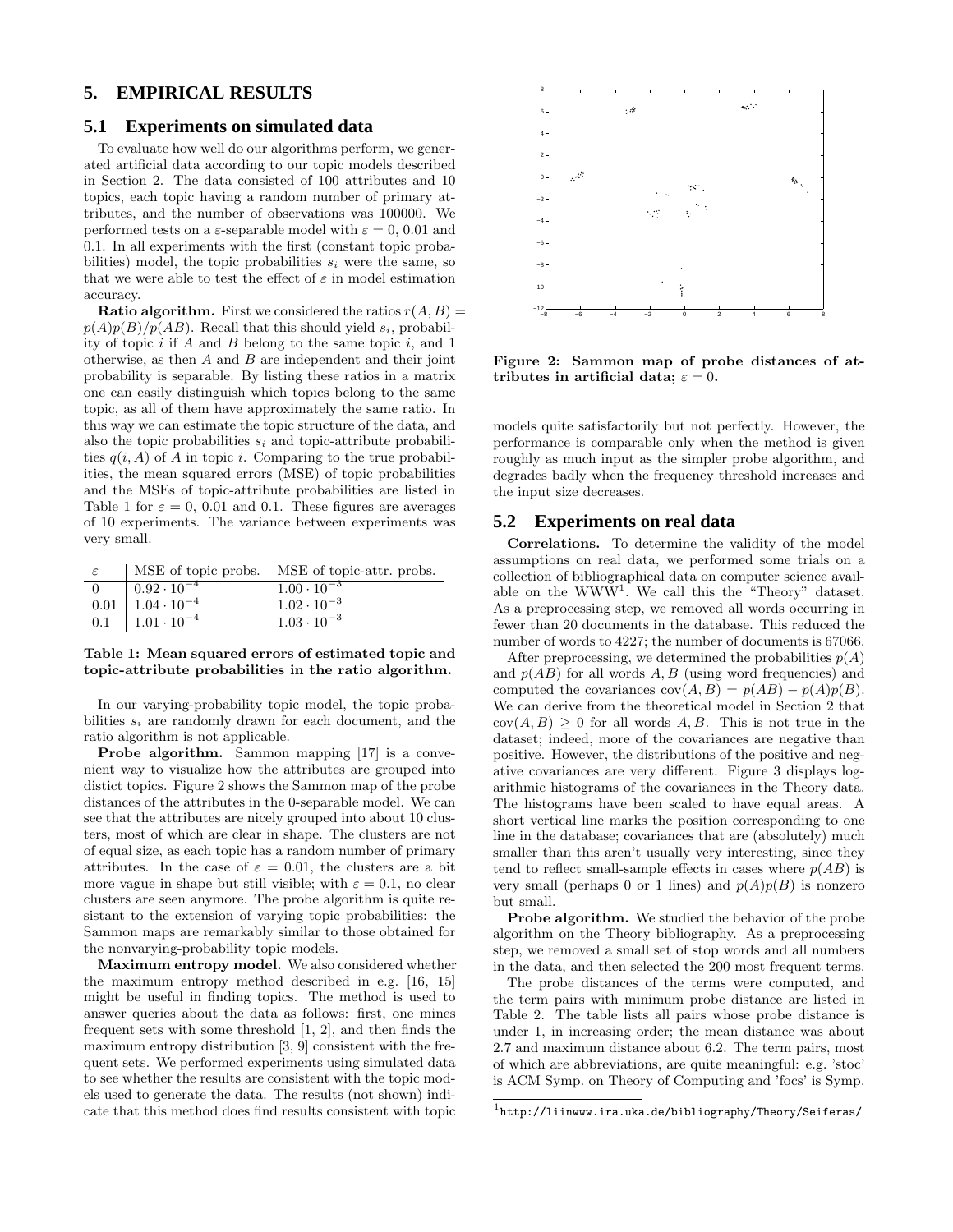## 5. EMPIRICAL RESULTS

### 5.1 Experiments on simulated data

To evaluate how well do our algorithms perform, we generated artificial data according to our topic models described in Section 2. The data consisted of 100 attributes and 10 topics, each topic having a random number of primary attributes, and the number of observations was 100000. We performed tests on a $\varepsilon$-separable model with $\varepsilon = 0$, 0.01 and 0.1. In all experiments with the first (constant topic probabilities) model, the topic probabilities $s_i$ were the same, so that we were able to test the effect of $\varepsilon$ in model estimation accuracy.

**Ratio algorithm.** First we considered the ratios $r(A, B) = p(A)p(B)/p(AB)$. Recall that this should yield $s_i$, probability of topic $i$ if $A$ and $B$ belong to the same topic $i$, and 1 otherwise, as then $A$ and $B$ are independent and their joint probability is separable. By listing these ratios in a matrix one can easily distinguish which topics belong to the same topic, as all of them have approximately the same ratio. In this way we can estimate the topic structure of the data, and also the topic probabilities $s_i$ and topic-attribute probabilities $q(i, A)$ of $A$ in topic $i$. Comparing to the true probabilities, the mean squared errors (MSE) of topic probabilities and the MSEs of topic-attribute probabilities are listed in Table 1 for $\varepsilon = 0$, 0.01 and 0.1. These figures are averages of 10 experiments. The variance between experiments was very small.

| $\varepsilon$ | MSE of topic probs. | MSE of topic-attr. probs. |
|---|---|---|
| 0 | $0.92 \cdot 10^{-4}$ | $1.00 \cdot 10^{-3}$ |
| 0.01 | $1.04 \cdot 10^{-4}$ | $1.02 \cdot 10^{-3}$ |
| 0.1 | $1.01 \cdot 10^{-4}$ | $1.03 \cdot 10^{-3}$ |

**Table 1: Mean squared errors of estimated topic and topic-attribute probabilities in the ratio algorithm.**

In our varying-probability topic model, the topic probabilities $s_i$ are randomly drawn for each document, and the ratio algorithm is not applicable.

**Probe algorithm.** Sammon mapping [17] is a convenient way to visualize how the attributes are grouped into distict topics. Figure 2 shows the Sammon map of the probe distances of the attributes in the 0-separable model. We can see that the attributes are nicely grouped into about 10 clusters, most of which are clear in shape. The clusters are not of equal size, as each topic has a random number of primary attributes. In the case of $\varepsilon = 0.01$, the clusters are a bit more vague in shape but still visible; with $\varepsilon = 0.1$, no clear clusters are seen anymore. The probe algorithm is quite resistant to the extension of varying topic probabilities: the Sammon maps are remarkably similar to those obtained for the nonvarying-probability topic models.

**Maximum entropy model.** We also considered whether the maximum entropy method described in e.g. [16, 15] might be useful in finding topics. The method is used to answer queries about the data as follows: first, one mines frequent sets with some threshold [1, 2], and then finds the maximum entropy distribution [3, 9] consistent with the frequent sets. We performed experiments using simulated data to see whether the results are consistent with the topic models used to generate the data. The results (not shown) indicate that this method does find results consistent with topic models quite satisfactorily but not perfectly. However, the performance is comparable only when the method is given roughly as much input as the simpler probe algorithm, and degrades badly when the frequency threshold increases and the input size decreases.

**Figure 2: Sammon map of probe distances of attributes in artificial data; $\varepsilon = 0$.**

### 5.2 Experiments on real data

**Correlations.** To determine the validity of the model assumptions on real data, we performed some trials on a collection of bibliographical data on computer science available on the WWW[1]. We call this the "Theory" dataset. As a preprocessing step, we removed all words occurring in fewer than 20 documents in the database. This reduced the number of words to 4227; the number of documents is 67066.

After preprocessing, we determined the probabilities $p(A)$ and $p(AB)$ for all words $A, B$ (using word frequencies) and computed the covariances $\mathrm{cov}(A, B) = p(AB) - p(A)p(B)$. We can derive from the theoretical model in Section 2 that $\mathrm{cov}(A, B) \geq 0$ for all words $A, B$. This is not true in the dataset; indeed, more of the covariances are negative than positive. However, the distributions of the positive and negative covariances are very different. Figure 3 displays logarithmic histograms of the covariances in the Theory data. The histograms have been scaled to have equal areas. A short vertical line marks the position corresponding to one line in the database; covariances that are (absolutely) much smaller than this aren't usually very interesting, since they tend to reflect small-sample effects in cases where $p(AB)$ is very small (perhaps 0 or 1 lines) and $p(A)p(B)$ is nonzero but small.

**Probe algorithm.** We studied the behavior of the probe algorithm on the Theory bibliography. As a preprocessing step, we removed a small set of stop words and all numbers in the data, and then selected the 200 most frequent terms.

The probe distances of the terms were computed, and the term pairs with minimum probe distance are listed in Table 2. The table lists all pairs whose probe distance is under 1, in increasing order; the mean distance was about 2.7 and maximum distance about 6.2. The term pairs, most of which are abbreviations, are quite meaningful: e.g. 'stoc' is ACM Symp. on Theory of Computing and 'focs' is Symp.

[1] `http://liinwww.ira.uka.de/bibliography/Theory/Seiferas/`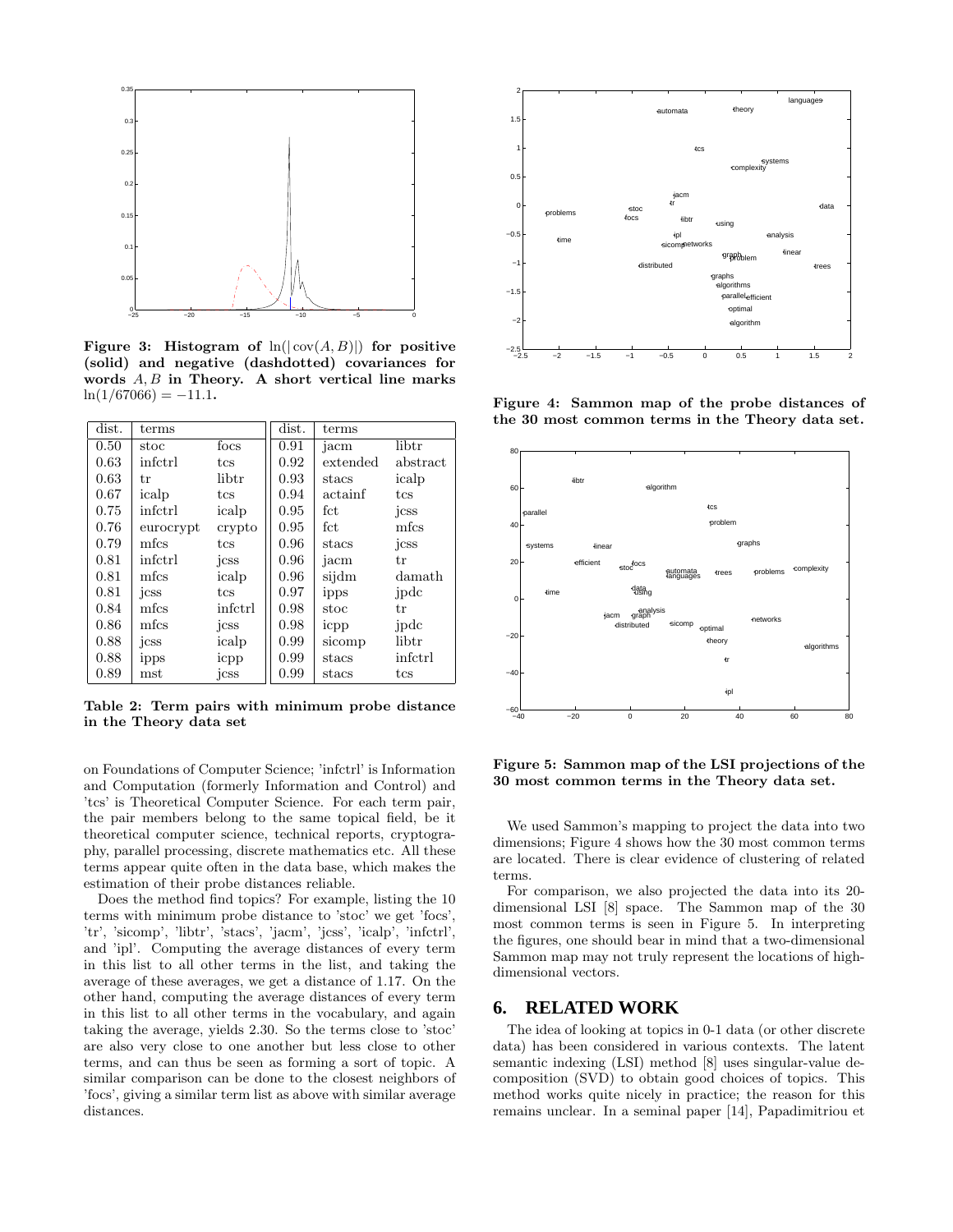**Figure 3: Histogram of $\ln(|\operatorname{cov}(A,B)|)$ for positive (solid) and negative (dashdotted) covariances for words $A, B$ in Theory. A short vertical line marks $\ln(1/67066) = -11.1$.**

| dist. | terms | | dist. | terms | |
|---|---|---|---|---|---|
| 0.50 | stoc | focs | 0.91 | jacm | libtr |
| 0.63 | infctrl | tcs | 0.92 | extended | abstract |
| 0.63 | tr | libtr | 0.93 | stacs | icalp |
| 0.67 | icalp | tcs | 0.94 | actainf | tcs |
| 0.75 | infctrl | icalp | 0.95 | fct | jcss |
| 0.76 | eurocrypt | crypto | 0.95 | fct | mfcs |
| 0.79 | mfcs | tcs | 0.96 | stacs | jcss |
| 0.81 | infctrl | jcss | 0.96 | jacm | tr |
| 0.81 | mfcs | icalp | 0.96 | sijdm | damath |
| 0.81 | jcss | tcs | 0.97 | ipps | jpdc |
| 0.84 | mfcs | infctrl | 0.98 | stoc | tr |
| 0.86 | mfcs | jcss | 0.98 | icpp | jpdc |
| 0.88 | jcss | icalp | 0.99 | sicomp | libtr |
| 0.88 | ipps | icpp | 0.99 | stacs | infctrl |
| 0.89 | mst | jcss | 0.99 | stacs | tcs |

**Table 2: Term pairs with minimum probe distance in the Theory data set**

on Foundations of Computer Science; 'infctrl' is Information and Computation (formerly Information and Control) and 'tcs' is Theoretical Computer Science. For each term pair, the pair members belong to the same topical field, be it theoretical computer science, technical reports, cryptography, parallel processing, discrete mathematics etc. All these terms appear quite often in the data base, which makes the estimation of their probe distances reliable.

Does the method find topics? For example, listing the 10 terms with minimum probe distance to 'stoc' we get 'focs', 'tr', 'sicomp', 'libtr', 'stacs', 'jacm', 'jcss', 'icalp', 'infctrl', and 'ipl'. Computing the average distances of every term in this list to all other terms in the list, and taking the average of these averages, we get a distance of 1.17. On the other hand, computing the average distances of every term in this list to all other terms in the vocabulary, and again taking the average, yields 2.30. So the terms close to 'stoc' are also very close to one another but less close to other terms, and can thus be seen as forming a sort of topic. A similar comparison can be done to the closest neighbors of 'focs', giving a similar term list as above with similar average distances.

**Figure 4: Sammon map of the probe distances of the 30 most common terms in the Theory data set.**

**Figure 5: Sammon map of the LSI projections of the 30 most common terms in the Theory data set.**

We used Sammon's mapping to project the data into two dimensions; Figure 4 shows how the 30 most common terms are located. There is clear evidence of clustering of related terms.

For comparison, we also projected the data into its 20-dimensional LSI [8] space. The Sammon map of the 30 most common terms is seen in Figure 5. In interpreting the figures, one should bear in mind that a two-dimensional Sammon map may not truly represent the locations of high-dimensional vectors.

## 6. RELATED WORK

The idea of looking at topics in 0-1 data (or other discrete data) has been considered in various contexts. The latent semantic indexing (LSI) method [8] uses singular-value decomposition (SVD) to obtain good choices of topics. This method works quite nicely in practice; the reason for this remains unclear. In a seminal paper [14], Papadimitriou et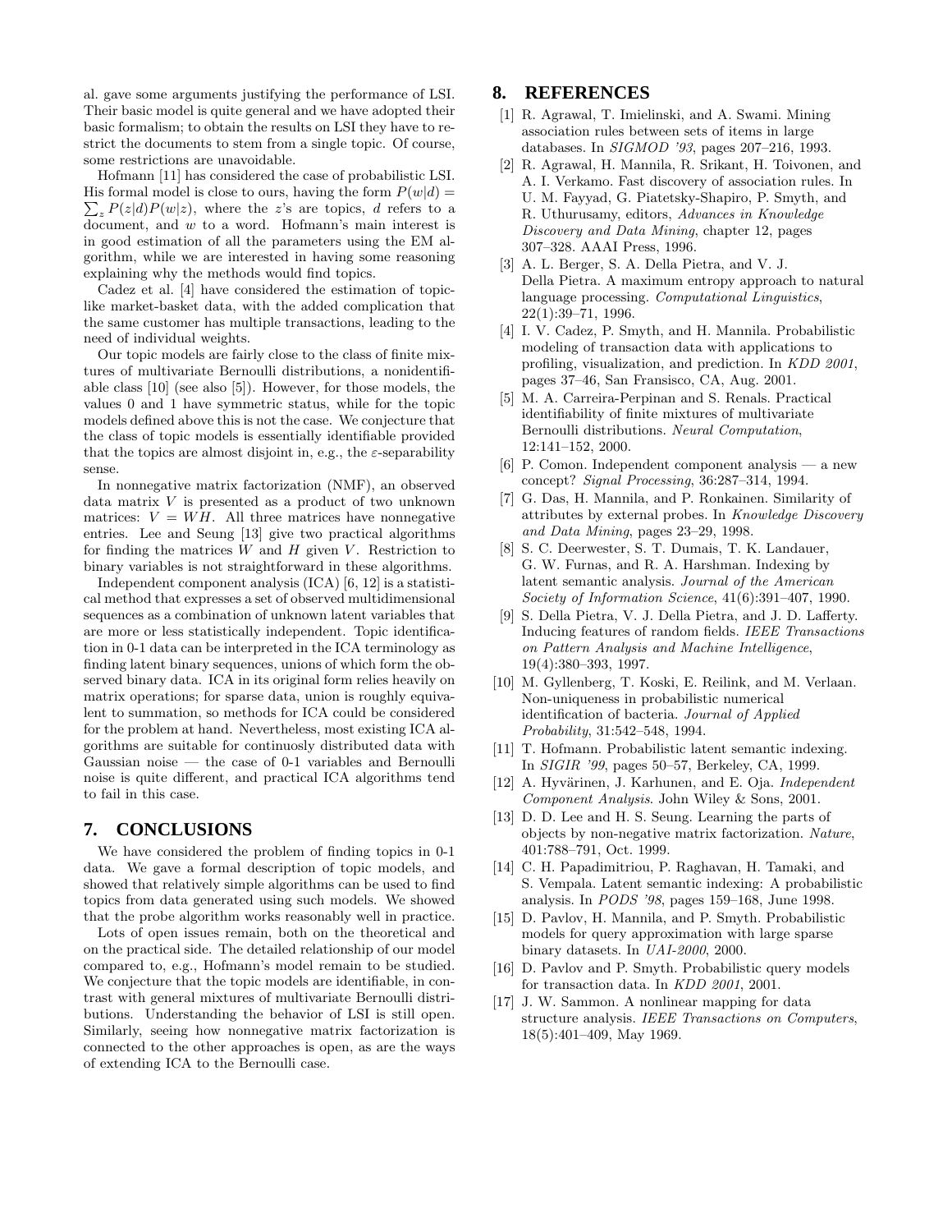al. gave some arguments justifying the performance of LSI. Their basic model is quite general and we have adopted their basic formalism; to obtain the results on LSI they have to restrict the documents to stem from a single topic. Of course, some restrictions are unavoidable.

Hofmann [11] has considered the case of probabilistic LSI. His formal model is close to ours, having the form $P(w|d) = \sum_z P(z|d)P(w|z)$, where the $z$'s are topics, $d$ refers to a document, and $w$ to a word. Hofmann's main interest is in good estimation of all the parameters using the EM algorithm, while we are interested in having some reasoning explaining why the methods would find topics.

Cadez et al. [4] have considered the estimation of topic-like market-basket data, with the added complication that the same customer has multiple transactions, leading to the need of individual weights.

Our topic models are fairly close to the class of finite mixtures of multivariate Bernoulli distributions, a nonidentifiable class [10] (see also [5]). However, for those models, the values 0 and 1 have symmetric status, while for the topic models defined above this is not the case. We conjecture that the class of topic models is essentially identifiable provided that the topics are almost disjoint in, e.g., the $\varepsilon$-separability sense.

In nonnegative matrix factorization (NMF), an observed data matrix $V$ is presented as a product of two unknown matrices: $V = WH$. All three matrices have nonnegative entries. Lee and Seung [13] give two practical algorithms for finding the matrices $W$ and $H$ given $V$. Restriction to binary variables is not straightforward in these algorithms.

Independent component analysis (ICA) [6, 12] is a statistical method that expresses a set of observed multidimensional sequences as a combination of unknown latent variables that are more or less statistically independent. Topic identification in 0-1 data can be interpreted in the ICA terminology as finding latent binary sequences, unions of which form the observed binary data. ICA in its original form relies heavily on matrix operations; for sparse data, union is roughly equivalent to summation, so methods for ICA could be considered for the problem at hand. Nevertheless, most existing ICA algorithms are suitable for continuosly distributed data with Gaussian noise — the case of 0-1 variables and Bernoulli noise is quite different, and practical ICA algorithms tend to fail in this case.

## 7. CONCLUSIONS

We have considered the problem of finding topics in 0-1 data. We gave a formal description of topic models, and showed that relatively simple algorithms can be used to find topics from data generated using such models. We showed that the probe algorithm works reasonably well in practice.

Lots of open issues remain, both on the theoretical and on the practical side. The detailed relationship of our model compared to, e.g., Hofmann's model remain to be studied. We conjecture that the topic models are identifiable, in contrast with general mixtures of multivariate Bernoulli distributions. Understanding the behavior of LSI is still open. Similarly, seeing how nonnegative matrix factorization is connected to the other approaches is open, as are the ways of extending ICA to the Bernoulli case.

## 8. REFERENCES

[1] R. Agrawal, T. Imielinski, and A. Swami. Mining association rules between sets of items in large databases. In *SIGMOD '93*, pages 207–216, 1993.

[2] R. Agrawal, H. Mannila, R. Srikant, H. Toivonen, and A. I. Verkamo. Fast discovery of association rules. In U. M. Fayyad, G. Piatetsky-Shapiro, P. Smyth, and R. Uthurusamy, editors, *Advances in Knowledge Discovery and Data Mining*, chapter 12, pages 307–328. AAAI Press, 1996.

[3] A. L. Berger, S. A. Della Pietra, and V. J. Della Pietra. A maximum entropy approach to natural language processing. *Computational Linguistics*, 22(1):39–71, 1996.

[4] I. V. Cadez, P. Smyth, and H. Mannila. Probabilistic modeling of transaction data with applications to profiling, visualization, and prediction. In *KDD 2001*, pages 37–46, San Fransisco, CA, Aug. 2001.

[5] M. A. Carreira-Perpinan and S. Renals. Practical identifiability of finite mixtures of multivariate Bernoulli distributions. *Neural Computation*, 12:141–152, 2000.

[6] P. Comon. Independent component analysis — a new concept? *Signal Processing*, 36:287–314, 1994.

[7] G. Das, H. Mannila, and P. Ronkainen. Similarity of attributes by external probes. In *Knowledge Discovery and Data Mining*, pages 23–29, 1998.

[8] S. C. Deerwester, S. T. Dumais, T. K. Landauer, G. W. Furnas, and R. A. Harshman. Indexing by latent semantic analysis. *Journal of the American Society of Information Science*, 41(6):391–407, 1990.

[9] S. Della Pietra, V. J. Della Pietra, and J. D. Lafferty. Inducing features of random fields. *IEEE Transactions on Pattern Analysis and Machine Intelligence*, 19(4):380–393, 1997.

[10] M. Gyllenberg, T. Koski, E. Reilink, and M. Verlaan. Non-uniqueness in probabilistic numerical identification of bacteria. *Journal of Applied Probability*, 31:542–548, 1994.

[11] T. Hofmann. Probabilistic latent semantic indexing. In *SIGIR '99*, pages 50–57, Berkeley, CA, 1999.

[12] A. Hyvärinen, J. Karhunen, and E. Oja. *Independent Component Analysis*. John Wiley & Sons, 2001.

[13] D. D. Lee and H. S. Seung. Learning the parts of objects by non-negative matrix factorization. *Nature*, 401:788–791, Oct. 1999.

[14] C. H. Papadimitriou, P. Raghavan, H. Tamaki, and S. Vempala. Latent semantic indexing: A probabilistic analysis. In *PODS '98*, pages 159–168, June 1998.

[15] D. Pavlov, H. Mannila, and P. Smyth. Probabilistic models for query approximation with large sparse binary datasets. In *UAI-2000*, 2000.

[16] D. Pavlov and P. Smyth. Probabilistic query models for transaction data. In *KDD 2001*, 2001.

[17] J. W. Sammon. A nonlinear mapping for data structure analysis. *IEEE Transactions on Computers*, 18(5):401–409, May 1969.